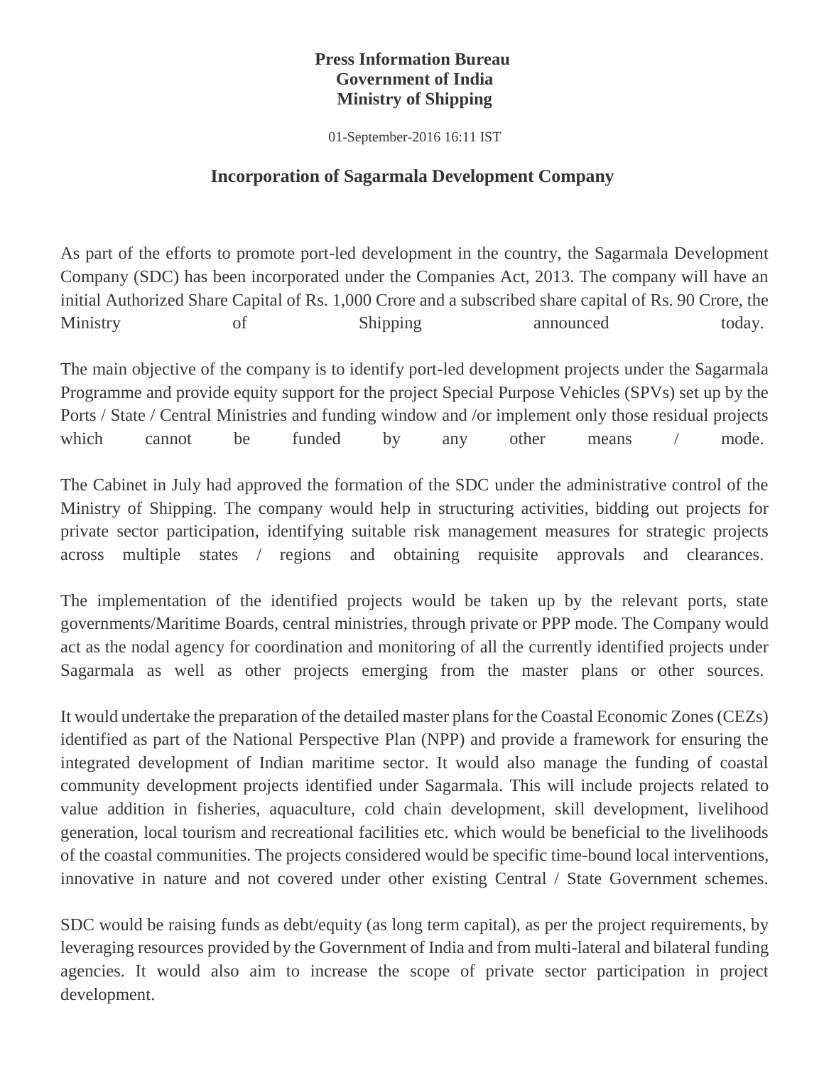**Press Information Bureau**
**Government of India**
**Ministry of Shipping**

01-September-2016 16:11 IST

## Incorporation of Sagarmala Development Company

As part of the efforts to promote port-led development in the country, the Sagarmala Development Company (SDC) has been incorporated under the Companies Act, 2013. The company will have an initial Authorized Share Capital of Rs. 1,000 Crore and a subscribed share capital of Rs. 90 Crore, the Ministry of Shipping announced today.

The main objective of the company is to identify port-led development projects under the Sagarmala Programme and provide equity support for the project Special Purpose Vehicles (SPVs) set up by the Ports / State / Central Ministries and funding window and /or implement only those residual projects which cannot be funded by any other means / mode.

The Cabinet in July had approved the formation of the SDC under the administrative control of the Ministry of Shipping. The company would help in structuring activities, bidding out projects for private sector participation, identifying suitable risk management measures for strategic projects across multiple states / regions and obtaining requisite approvals and clearances.

The implementation of the identified projects would be taken up by the relevant ports, state governments/Maritime Boards, central ministries, through private or PPP mode. The Company would act as the nodal agency for coordination and monitoring of all the currently identified projects under Sagarmala as well as other projects emerging from the master plans or other sources.

It would undertake the preparation of the detailed master plans for the Coastal Economic Zones (CEZs) identified as part of the National Perspective Plan (NPP) and provide a framework for ensuring the integrated development of Indian maritime sector. It would also manage the funding of coastal community development projects identified under Sagarmala. This will include projects related to value addition in fisheries, aquaculture, cold chain development, skill development, livelihood generation, local tourism and recreational facilities etc. which would be beneficial to the livelihoods of the coastal communities. The projects considered would be specific time-bound local interventions, innovative in nature and not covered under other existing Central / State Government schemes.

SDC would be raising funds as debt/equity (as long term capital), as per the project requirements, by leveraging resources provided by the Government of India and from multi-lateral and bilateral funding agencies. It would also aim to increase the scope of private sector participation in project development.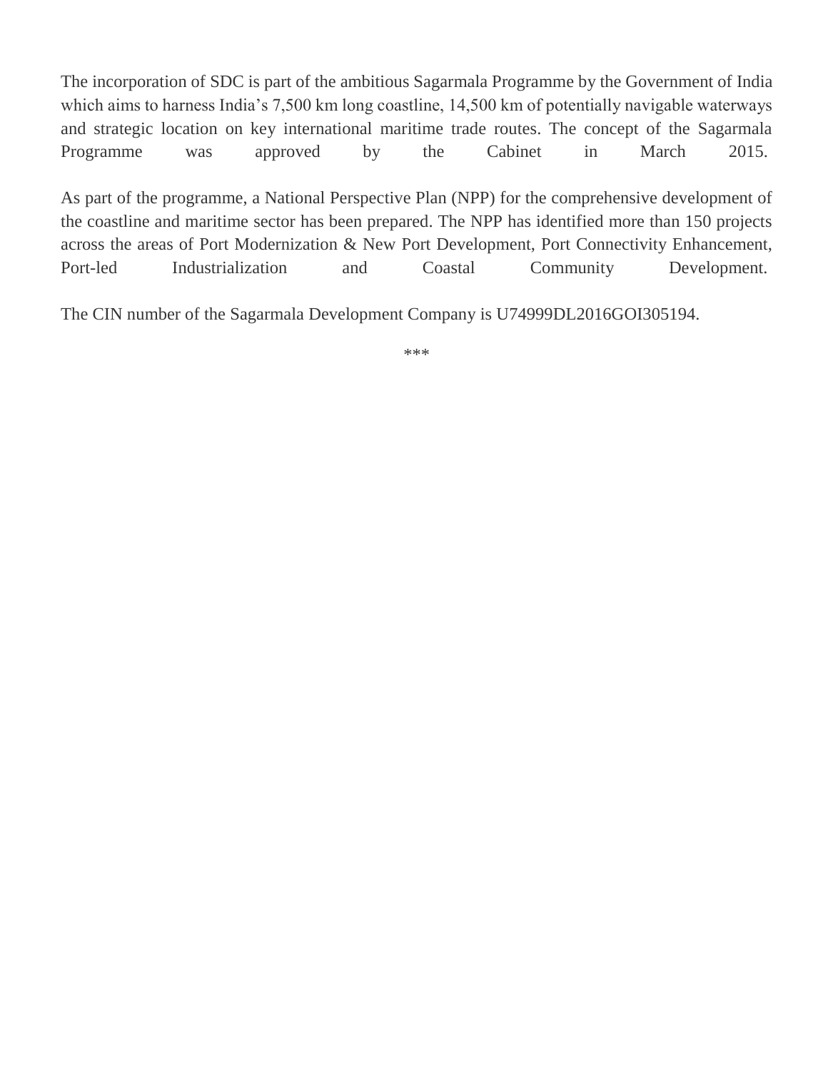The incorporation of SDC is part of the ambitious Sagarmala Programme by the Government of India which aims to harness India's 7,500 km long coastline, 14,500 km of potentially navigable waterways and strategic location on key international maritime trade routes. The concept of the Sagarmala Programme was approved by the Cabinet in March 2015.

As part of the programme, a National Perspective Plan (NPP) for the comprehensive development of the coastline and maritime sector has been prepared. The NPP has identified more than 150 projects across the areas of Port Modernization & New Port Development, Port Connectivity Enhancement, Port-led Industrialization and Coastal Community Development.

The CIN number of the Sagarmala Development Company is U74999DL2016GOI305194.

***